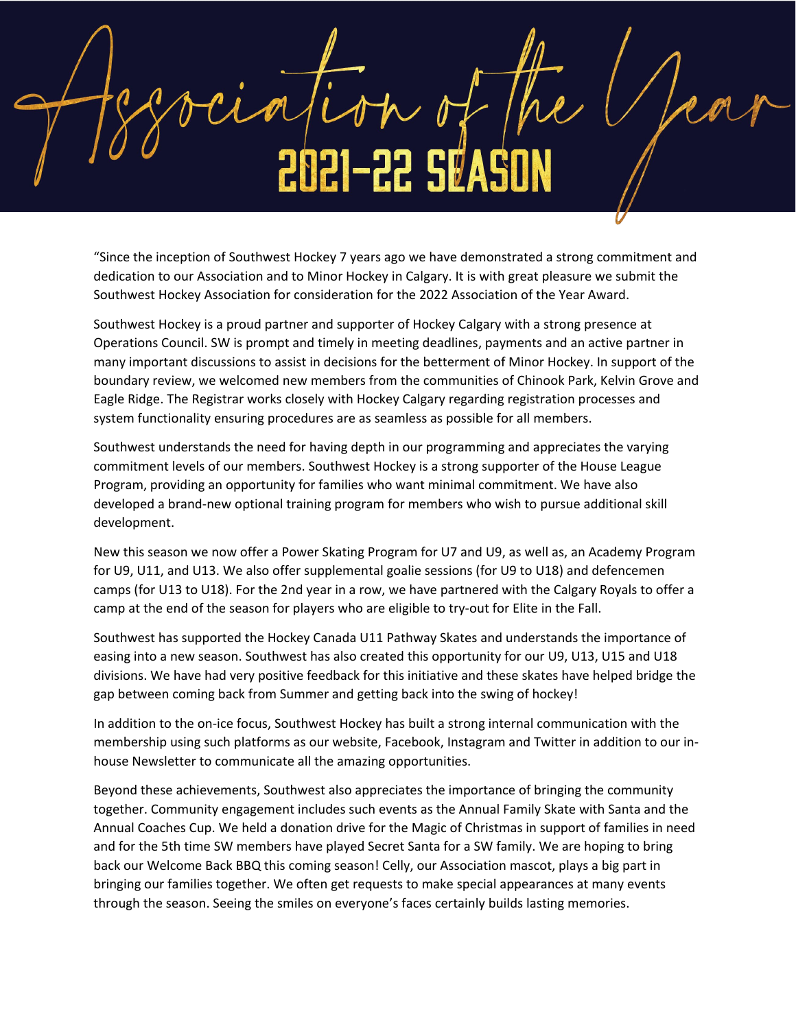# Association of the Year

## 2021-22 SEASON

"Since the inception of Southwest Hockey 7 years ago we have demonstrated a strong commitment and dedication to our Association and to Minor Hockey in Calgary. It is with great pleasure we submit the Southwest Hockey Association for consideration for the 2022 Association of the Year Award.

Southwest Hockey is a proud partner and supporter of Hockey Calgary with a strong presence at Operations Council. SW is prompt and timely in meeting deadlines, payments and an active partner in many important discussions to assist in decisions for the betterment of Minor Hockey. In support of the boundary review, we welcomed new members from the communities of Chinook Park, Kelvin Grove and Eagle Ridge. The Registrar works closely with Hockey Calgary regarding registration processes and system functionality ensuring procedures are as seamless as possible for all members.

Southwest understands the need for having depth in our programming and appreciates the varying commitment levels of our members. Southwest Hockey is a strong supporter of the House League Program, providing an opportunity for families who want minimal commitment. We have also developed a brand-new optional training program for members who wish to pursue additional skill development.

New this season we now offer a Power Skating Program for U7 and U9, as well as, an Academy Program for U9, U11, and U13. We also offer supplemental goalie sessions (for U9 to U18) and defencemen camps (for U13 to U18). For the 2nd year in a row, we have partnered with the Calgary Royals to offer a camp at the end of the season for players who are eligible to try-out for Elite in the Fall.

Southwest has supported the Hockey Canada U11 Pathway Skates and understands the importance of easing into a new season. Southwest has also created this opportunity for our U9, U13, U15 and U18 divisions. We have had very positive feedback for this initiative and these skates have helped bridge the gap between coming back from Summer and getting back into the swing of hockey!

In addition to the on-ice focus, Southwest Hockey has built a strong internal communication with the membership using such platforms as our website, Facebook, Instagram and Twitter in addition to our in-house Newsletter to communicate all the amazing opportunities.

Beyond these achievements, Southwest also appreciates the importance of bringing the community together. Community engagement includes such events as the Annual Family Skate with Santa and the Annual Coaches Cup. We held a donation drive for the Magic of Christmas in support of families in need and for the 5th time SW members have played Secret Santa for a SW family. We are hoping to bring back our Welcome Back BBQ this coming season! Celly, our Association mascot, plays a big part in bringing our families together. We often get requests to make special appearances at many events through the season. Seeing the smiles on everyone's faces certainly builds lasting memories.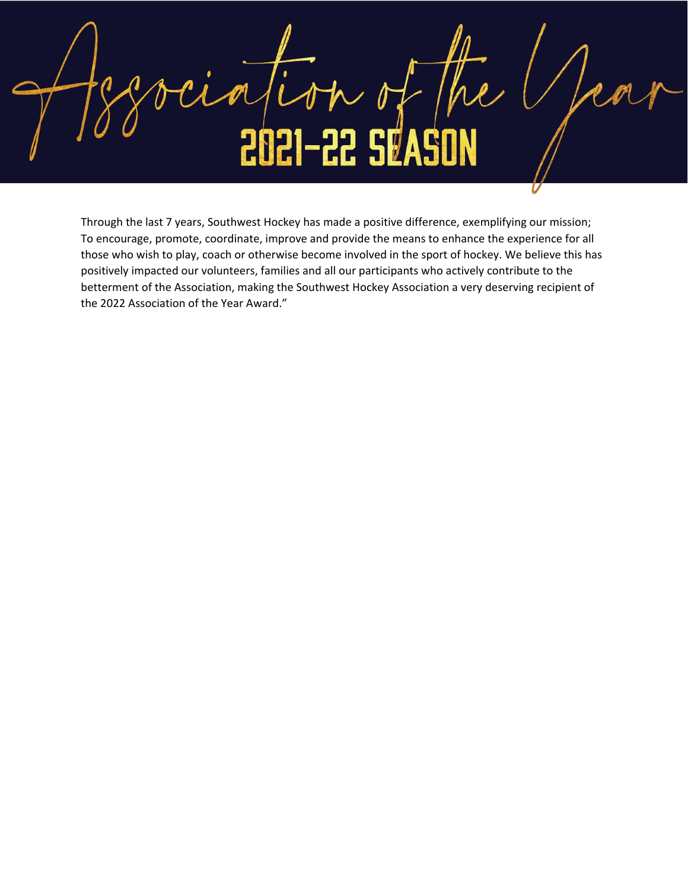# Association of the Year

## 2021-22 SEASON

Through the last 7 years, Southwest Hockey has made a positive difference, exemplifying our mission; To encourage, promote, coordinate, improve and provide the means to enhance the experience for all those who wish to play, coach or otherwise become involved in the sport of hockey. We believe this has positively impacted our volunteers, families and all our participants who actively contribute to the betterment of the Association, making the Southwest Hockey Association a very deserving recipient of the 2022 Association of the Year Award."